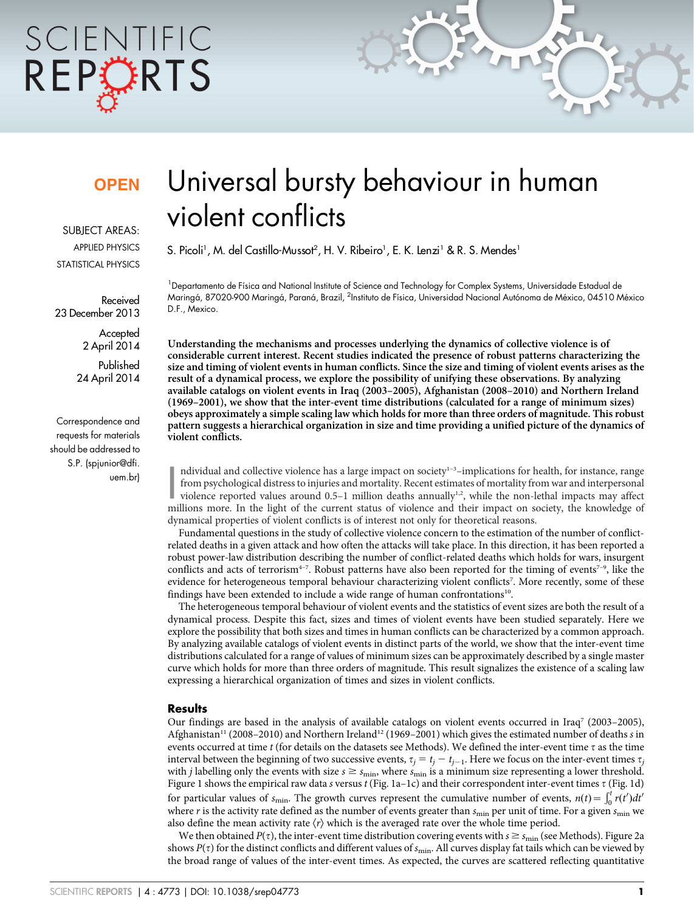OPEN

SUBJECT AREAS:

APPLIED PHYSICS

STATISTICAL PHYSICS

Received 23 December 2013

Accepted 2 April 2014

Published 24 April 2014

Correspondence and requests for materials should be addressed to S.P. (spjunior@dfi.uem.br)

# Universal bursty behaviour in human violent conflicts

S. Picoli[1], M. del Castillo-Mussot[2], H. V. Ribeiro[1], E. K. Lenzi[1] & R. S. Mendes[1]

[1]Departamento de Física and National Institute of Science and Technology for Complex Systems, Universidade Estadual de Maringá, 87020-900 Maringá, Paraná, Brazil, [2]Instituto de Física, Universidad Nacional Autónoma de México, 04510 México D.F., Mexico.

**Understanding the mechanisms and processes underlying the dynamics of collective violence is of considerable current interest. Recent studies indicated the presence of robust patterns characterizing the size and timing of violent events in human conflicts. Since the size and timing of violent events arises as the result of a dynamical process, we explore the possibility of unifying these observations. By analyzing available catalogs on violent events in Iraq (2003–2005), Afghanistan (2008–2010) and Northern Ireland (1969–2001), we show that the inter-event time distributions (calculated for a range of minimum sizes) obeys approximately a simple scaling law which holds for more than three orders of magnitude. This robust pattern suggests a hierarchical organization in size and time providing a unified picture of the dynamics of violent conflicts.**

Individual and collective violence has a large impact on society[1–3]–implications for health, for instance, range from psychological distress to injuries and mortality. Recent estimates of mortality from war and interpersonal violence reported values around 0.5–1 million deaths annually[1,2], while the non-lethal impacts may affect millions more. In the light of the current status of violence and their impact on society, the knowledge of dynamical properties of violent conflicts is of interest not only for theoretical reasons.

Fundamental questions in the study of collective violence concern to the estimation of the number of conflict-related deaths in a given attack and how often the attacks will take place. In this direction, it has been reported a robust power-law distribution describing the number of conflict-related deaths which holds for wars, insurgent conflicts and acts of terrorism[4–7]. Robust patterns have also been reported for the timing of events[7–9], like the evidence for heterogeneous temporal behaviour characterizing violent conflicts[7]. More recently, some of these findings have been extended to include a wide range of human confrontations[10].

The heterogeneous temporal behaviour of violent events and the statistics of event sizes are both the result of a dynamical process. Despite this fact, sizes and times of violent events have been studied separately. Here we explore the possibility that both sizes and times in human conflicts can be characterized by a common approach. By analyzing available catalogs of violent events in distinct parts of the world, we show that the inter-event time distributions calculated for a range of values of minimum sizes can be approximately described by a single master curve which holds for more than three orders of magnitude. This result signalizes the existence of a scaling law expressing a hierarchical organization of times and sizes in violent conflicts.

## Results

Our findings are based in the analysis of available catalogs on violent events occurred in Iraq[7] (2003–2005), Afghanistan[11] (2008–2010) and Northern Ireland[12] (1969–2001) which gives the estimated number of deaths $s$ in events occurred at time $t$ (for details on the datasets see Methods). We defined the inter-event time $\tau$ as the time interval between the beginning of two successive events, $\tau_j = t_j - t_{j-1}$. Here we focus on the inter-event times $\tau_j$ with $j$ labelling only the events with size $s \geq s_{\min}$, where $s_{\min}$ is a minimum size representing a lower threshold. Figure 1 shows the empirical raw data $s$ versus $t$ (Fig. 1a–1c) and their correspondent inter-event times $\tau$ (Fig. 1d) for particular values of $s_{\min}$. The growth curves represent the cumulative number of events, $n(t) = \int_0^t r(t')dt'$ where $r$ is the activity rate defined as the number of events greater than $s_{\min}$ per unit of time. For a given $s_{\min}$ we also define the mean activity rate $\langle r \rangle$ which is the averaged rate over the whole time period.

We then obtained $P(\tau)$, the inter-event time distribution covering events with $s \geq s_{\min}$ (see Methods). Figure 2a shows $P(\tau)$ for the distinct conflicts and different values of $s_{\min}$. All curves display fat tails which can be viewed by the broad range of values of the inter-event times. As expected, the curves are scattered reflecting quantitative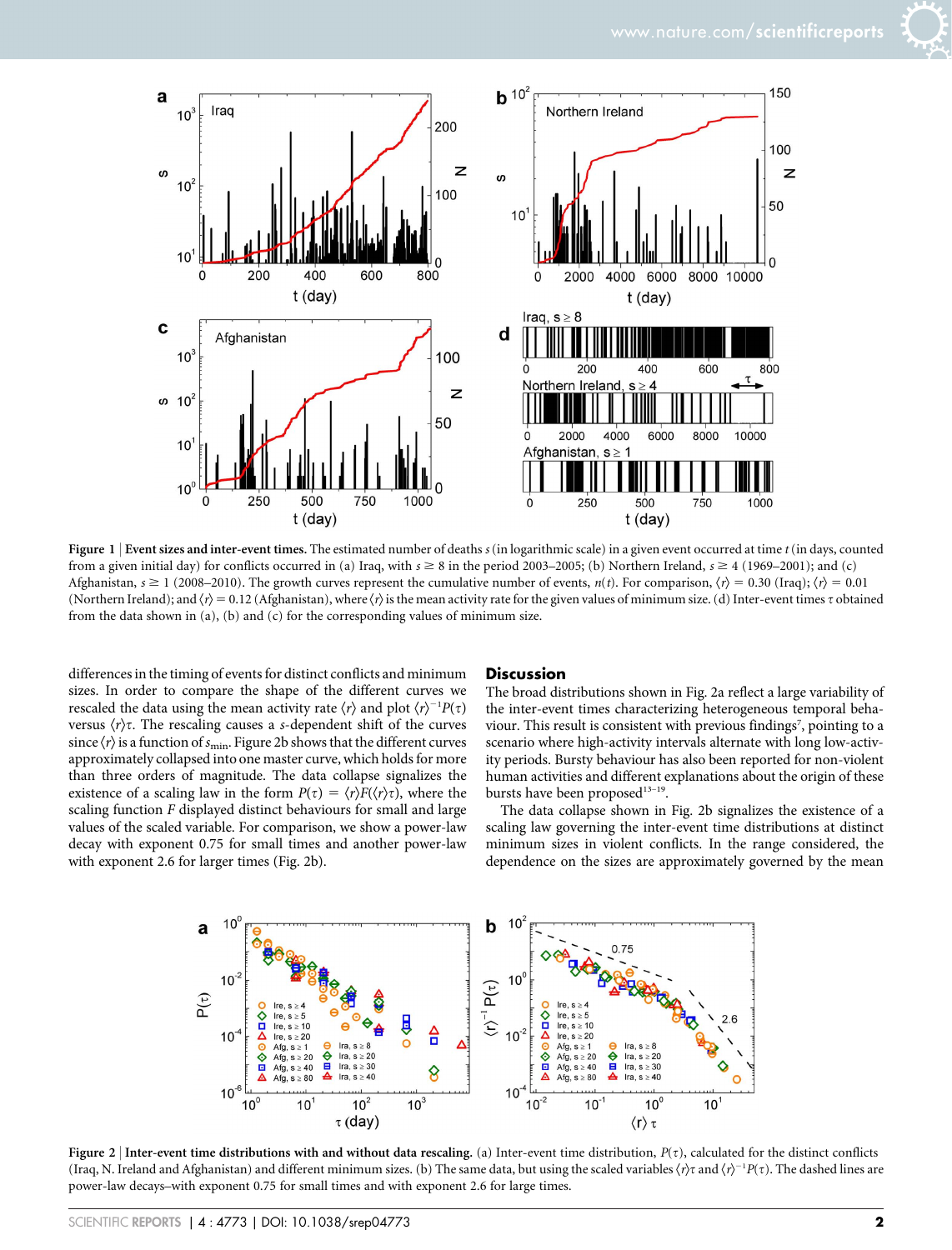**Figure 1** | **Event sizes and inter-event times.** The estimated number of deaths $s$ (in logarithmic scale) in a given event occurred at time $t$ (in days, counted from a given initial day) for conflicts occurred in (a) Iraq, with $s \geq 8$ in the period 2003–2005; (b) Northern Ireland, $s \geq 4$ (1969–2001); and (c) Afghanistan, $s \geq 1$ (2008–2010). The growth curves represent the cumulative number of events, $n(t)$. For comparison, $\langle r \rangle = 0.30$ (Iraq); $\langle r \rangle = 0.01$ (Northern Ireland); and $\langle r \rangle = 0.12$ (Afghanistan), where $\langle r \rangle$ is the mean activity rate for the given values of minimum size. (d) Inter-event times $\tau$ obtained from the data shown in (a), (b) and (c) for the corresponding values of minimum size.

differences in the timing of events for distinct conflicts and minimum sizes. In order to compare the shape of the different curves we rescaled the data using the mean activity rate $\langle r \rangle$ and plot $\langle r \rangle^{-1}P(\tau)$ versus $\langle r \rangle\tau$. The rescaling causes a $s$-dependent shift of the curves since $\langle r \rangle$ is a function of $s_{\min}$. Figure 2b shows that the different curves approximately collapsed into one master curve, which holds for more than three orders of magnitude. The data collapse signalizes the existence of a scaling law in the form $P(\tau) = \langle r \rangle F(\langle r \rangle \tau)$, where the scaling function $F$ displayed distinct behaviours for small and large values of the scaled variable. For comparison, we show a power-law decay with exponent 0.75 for small times and another power-law with exponent 2.6 for larger times (Fig. 2b).

## Discussion

The broad distributions shown in Fig. 2a reflect a large variability of the inter-event times characterizing heterogeneous temporal behaviour. This result is consistent with previous findings[7], pointing to a scenario where high-activity intervals alternate with long low-activity periods. Bursty behaviour has also been reported for non-violent human activities and different explanations about the origin of these bursts have been proposed[13–19].

The data collapse shown in Fig. 2b signalizes the existence of a scaling law governing the inter-event time distributions at distinct minimum sizes in violent conflicts. In the range considered, the dependence on the sizes are approximately governed by the mean

**Figure 2** | **Inter-event time distributions with and without data rescaling.** (a) Inter-event time distribution, $P(\tau)$, calculated for the distinct conflicts (Iraq, N. Ireland and Afghanistan) and different minimum sizes. (b) The same data, but using the scaled variables $\langle r \rangle\tau$ and $\langle r \rangle^{-1}P(\tau)$. The dashed lines are power-law decays–with exponent 0.75 for small times and with exponent 2.6 for large times.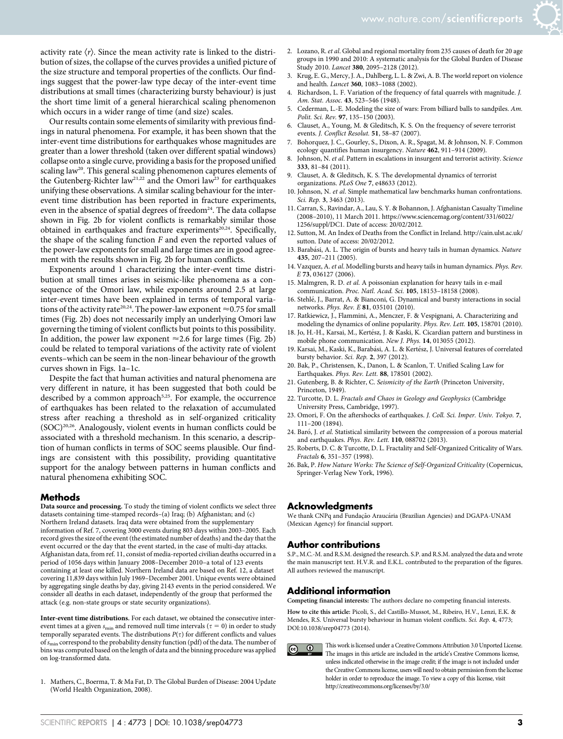activity rate $\langle r \rangle$. Since the mean activity rate is linked to the distribution of sizes, the collapse of the curves provides a unified picture of the size structure and temporal properties of the conflicts. Our findings suggest that the power-law type decay of the inter-event time distributions at small times (characterizing bursty behaviour) is just the short time limit of a general hierarchical scaling phenomenon which occurs in a wider range of time (and size) scales.

Our results contain some elements of similarity with previous findings in natural phenomena. For example, it has been shown that the inter-event time distributions for earthquakes whose magnitudes are greater than a lower threshold (taken over different spatial windows) collapse onto a single curve, providing a basis for the proposed unified scaling law[20]. This general scaling phenomenon captures elements of the Gutenberg-Richter law[21,22] and the Omori law[23] for earthquakes unifying these observations. A similar scaling behaviour for the inter-event time distribution has been reported in fracture experiments, even in the absence of spatial degrees of freedom[24]. The data collapse shown in Fig. 2b for violent conflicts is remarkably similar those obtained in earthquakes and fracture experiments[20,24]. Specifically, the shape of the scaling function $F$ and even the reported values of the power-law exponents for small and large times are in good agreement with the results shown in Fig. 2b for human conflicts.

Exponents around 1 characterizing the inter-event time distribution at small times arises in seismic-like phenomena as a consequence of the Omori law, while exponents around 2.5 at large inter-event times have been explained in terms of temporal variations of the activity rate[20,24]. The power-law exponent $\approx 0.75$ for small times (Fig. 2b) does not necessarily imply an underlying Omori law governing the timing of violent conflicts but points to this possibility. In addition, the power law exponent $\approx 2.6$ for large times (Fig. 2b) could be related to temporal variations of the activity rate of violent events–which can be seem in the non-linear behaviour of the growth curves shown in Figs. 1a–1c.

Despite the fact that human activities and natural phenomena are very different in nature, it has been suggested that both could be described by a common approach[5,25]. For example, the occurrence of earthquakes has been related to the relaxation of accumulated stress after reaching a threshold as in self-organized criticality (SOC)[20,26]. Analogously, violent events in human conflicts could be associated with a threshold mechanism. In this scenario, a description of human conflicts in terms of SOC seems plausible. Our findings are consistent with this possibility, providing quantitative support for the analogy between patterns in human conflicts and natural phenomena exhibiting SOC.

## Methods

**Data source and processing.** To study the timing of violent conflicts we select three datasets containing time-stamped records–(a) Iraq; (b) Afghanistan; and (c) Northern Ireland datasets. Iraq data were obtained from the supplementary information of Ref. 7, covering 3000 events during 803 days within 2003–2005. Each record gives the size of the event (the estimated number of deaths) and the day that the event occurred or the day that the event started, in the case of multi-day attacks. Afghanistan data, from ref. 11, consist of media-reported civilian deaths occurred in a period of 1056 days within January 2008–December 2010–a total of 123 events containing at least one killed. Northern Ireland data are based on Ref. 12, a dataset covering 11,839 days within July 1969–December 2001. Unique events were obtained by aggregating single deaths by day, giving 2143 events in the period considered. We consider all deaths in each dataset, independently of the group that performed the attack (e.g. non-state groups or state security organizations).

**Inter-event time distributions.** For each dataset, we obtained the consecutive inter-event times at a given $s_{\min}$ and removed null time intervals ($\tau = 0$) in order to study temporally separated events. The distributions $P(\tau)$ for different conflicts and values of $s_{\min}$ correspond to the probability density function (pdf) of the data. The number of bins was computed based on the length of data and the binning procedure was applied on log-transformed data.

1. Mathers, C., Boerma, T. & Ma Fat, D. The Global Burden of Disease: 2004 Update (World Health Organization, 2008).
2. Lozano, R. *et al.* Global and regional mortality from 235 causes of death for 20 age groups in 1990 and 2010: A systematic analysis for the Global Burden of Disease Study 2010. *Lancet* **380**, 2095–2128 (2012).
3. Krug, E. G., Mercy, J. A., Dahlberg, L. L. & Zwi, A. B. The world report on violence and health. *Lancet* **360**, 1083–1088 (2002).
4. Richardson, L. F. Variation of the frequency of fatal quarrels with magnitude. *J. Am. Stat. Assoc.* **43**, 523–546 (1948).
5. Cederman, L.-E. Modeling the size of wars: From billiard balls to sandpiles. *Am. Polit. Sci. Rev.* **97**, 135–150 (2003).
6. Clauset, A., Young, M. & Gleditsch, K. S. On the frequency of severe terrorist events. *J. Conflict Resolut.* **51**, 58–87 (2007).
7. Bohorquez, J. C., Gourley, S., Dixon, A. R., Spagat, M. & Johnson, N. F. Common ecology quantifies human insurgency. *Nature* **462**, 911–914 (2009).
8. Johnson, N. *et al.* Pattern in escalations in insurgent and terrorist activity. *Science* **333**, 81–84 (2011).
9. Clauset, A. & Gleditsch, K. S. The developmental dynamics of terrorist organizations. *PLoS One* **7**, e48633 (2012).
10. Johnson, N. *et al.* Simple mathematical law benchmarks human confrontations. *Sci. Rep.* **3**, 3463 (2013).
11. Carran, S., Ravindar, A., Lau, S. Y. & Bohannon, J. Afghanistan Casualty Timeline (2008–2010), 11 March 2011. https://www.sciencemag.org/content/331/6022/1256/suppl/DC1. Date of access: 20/02/2012.
12. Sutton, M. An Index of Deaths from the Conflict in Ireland. http://cain.ulst.ac.uk/sutton. Date of access: 20/02/2012.
13. Barabási, A. L. The origin of bursts and heavy tails in human dynamics. *Nature* **435**, 207–211 (2005).
14. Vazquez, A. *et al.* Modelling bursts and heavy tails in human dynamics. *Phys. Rev. E* **73**, 036127 (2006).
15. Malmgren, R. D. *et al.* A poissonian explanation for heavy tails in e-mail communication. *Proc. Natl. Acad. Sci.* **105**, 18153–18158 (2008).
16. Stehlé, J., Barrat, A. & Bianconi, G. Dynamical and bursty interactions in social networks. *Phys. Rev. E* **81**, 035101 (2010).
17. Ratkiewicz, J., Flammini, A., Menczer, F. & Vespignani, A. Characterizing and modeling the dynamics of online popularity. *Phys. Rev. Lett.* **105**, 158701 (2010).
18. Jo, H.-H., Karsai, M., Kertész, J. & Kaski, K. Cicardian pattern and burstiness in mobile phone communication. *New J. Phys.* **14**, 013055 (2012).
19. Karsai, M., Kaski, K., Barabási, A. L. & Kertész, J. Universal features of correlated bursty behavior. *Sci. Rep.* **2**, 397 (2012).
20. Bak, P., Christensen, K., Danon, L. & Scanlon, T. Unified Scaling Law for Earthquakes. *Phys. Rev. Lett.* **88**, 178501 (2002).
21. Gutenberg, B. & Richter, C. *Seismicity of the Earth* (Princeton University, Princeton, 1949).
22. Turcotte, D. L. *Fractals and Chaos in Geology and Geophysics* (Cambridge University Press, Cambridge, 1997).
23. Omori, F. On the aftershocks of earthquakes. *J. Coll. Sci. Imper. Univ. Tokyo.* **7**, 111–200 (1894).
24. Baró, J. *et al.* Statistical similarity between the compression of a porous material and earthquakes. *Phys. Rev. Lett.* **110**, 088702 (2013).
25. Roberts, D. C. & Turcotte, D. L. Fractality and Self-Organized Criticality of Wars. *Fractals* **6**, 351–357 (1998).
26. Bak, P. *How Nature Works: The Science of Self-Organized Criticality* (Copernicus, Springer-Verlag New York, 1996).

## Acknowledgments

We thank CNPq and Fundação Araucária (Brazilian Agencies) and DGAPA-UNAM (Mexican Agency) for financial support.

## Author contributions

S.P., M.C.-M. and R.S.M. designed the research. S.P. and R.S.M. analyzed the data and wrote the main manuscript text. H.V.R. and E.K.L. contributed to the preparation of the figures. All authors reviewed the manuscript.

## Additional information

**Competing financial interests:** The authors declare no competing financial interests.

**How to cite this article:** Picoli, S., del Castillo-Mussot, M., Ribeiro, H.V., Lenzi, E.K. & Mendes, R.S. Universal bursty behaviour in human violent conflicts. *Sci. Rep.* **4**, 4773; DOI:10.1038/srep04773 (2014).

This work is licensed under a Creative Commons Attribution 3.0 Unported License. The images in this article are included in the article's Creative Commons license, unless indicated otherwise in the image credit; if the image is not included under the Creative Commons license, users will need to obtain permission from the license holder in order to reproduce the image. To view a copy of this license, visit http://creativecommons.org/licenses/by/3.0/